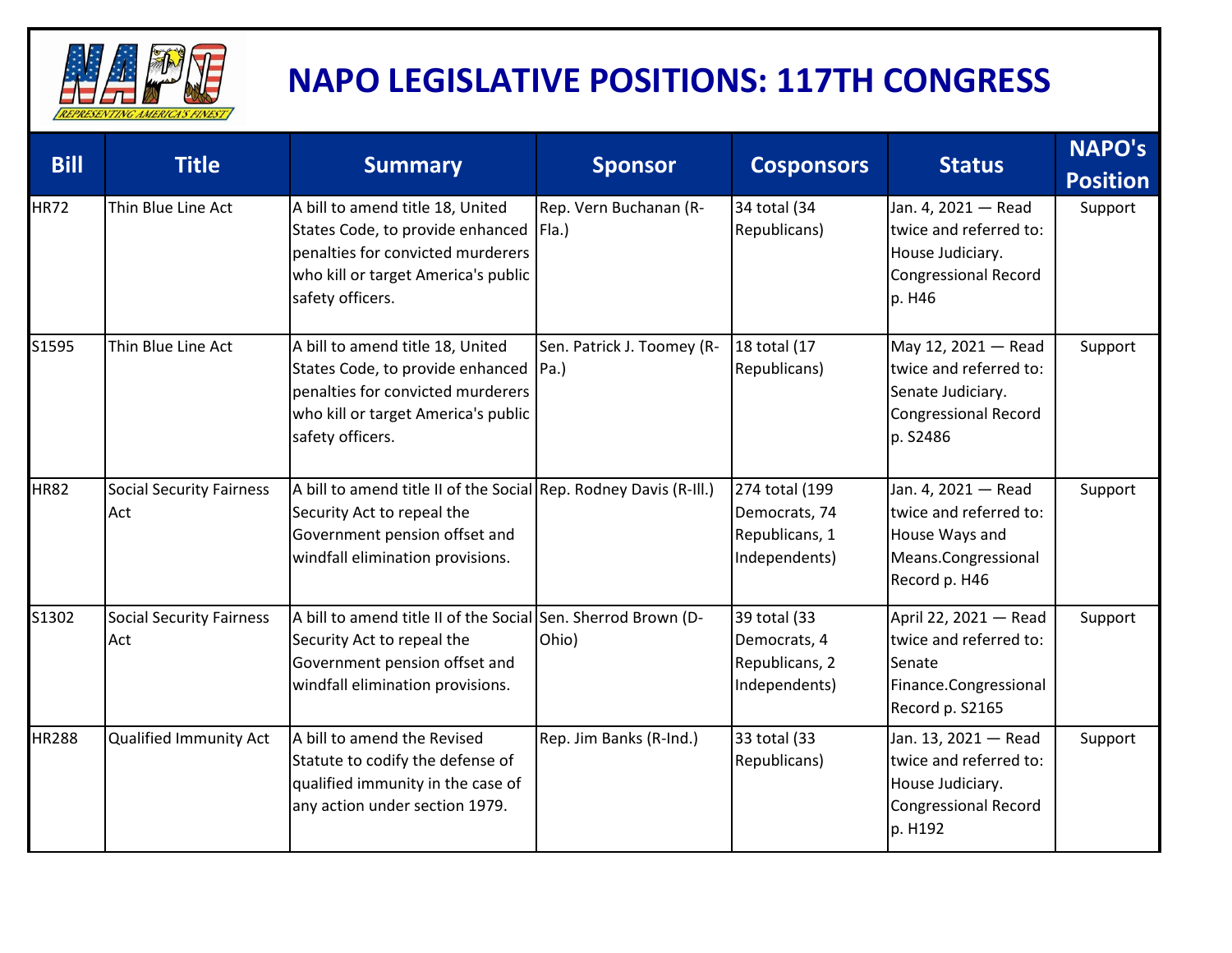# NAPO LEGISLATIVE POSITIONS: 117TH CONGRESS

| Bill | Title | Summary | Sponsor | Cosponsors | Status | NAPO's Position |
|---|---|---|---|---|---|---|
| HR72 | Thin Blue Line Act | A bill to amend title 18, United States Code, to provide enhanced penalties for convicted murderers who kill or target America's public safety officers. | Rep. Vern Buchanan (R-Fla.) | 34 total (34 Republicans) | Jan. 4, 2021 — Read twice and referred to: House Judiciary. Congressional Record p. H46 | Support |
| S1595 | Thin Blue Line Act | A bill to amend title 18, United States Code, to provide enhanced penalties for convicted murderers who kill or target America's public safety officers. | Sen. Patrick J. Toomey (R-Pa.) | 18 total (17 Republicans) | May 12, 2021 — Read twice and referred to: Senate Judiciary. Congressional Record p. S2486 | Support |
| HR82 | Social Security Fairness Act | A bill to amend title II of the Social Security Act to repeal the Government pension offset and windfall elimination provisions. | Rep. Rodney Davis (R-Ill.) | 274 total (199 Democrats, 74 Republicans, 1 Independents) | Jan. 4, 2021 — Read twice and referred to: House Ways and Means.Congressional Record p. H46 | Support |
| S1302 | Social Security Fairness Act | A bill to amend title II of the Social Security Act to repeal the Government pension offset and windfall elimination provisions. | Sen. Sherrod Brown (D-Ohio) | 39 total (33 Democrats, 4 Republicans, 2 Independents) | April 22, 2021 — Read twice and referred to: Senate Finance.Congressional Record p. S2165 | Support |
| HR288 | Qualified Immunity Act | A bill to amend the Revised Statute to codify the defense of qualified immunity in the case of any action under section 1979. | Rep. Jim Banks (R-Ind.) | 33 total (33 Republicans) | Jan. 13, 2021 — Read twice and referred to: House Judiciary. Congressional Record p. H192 | Support |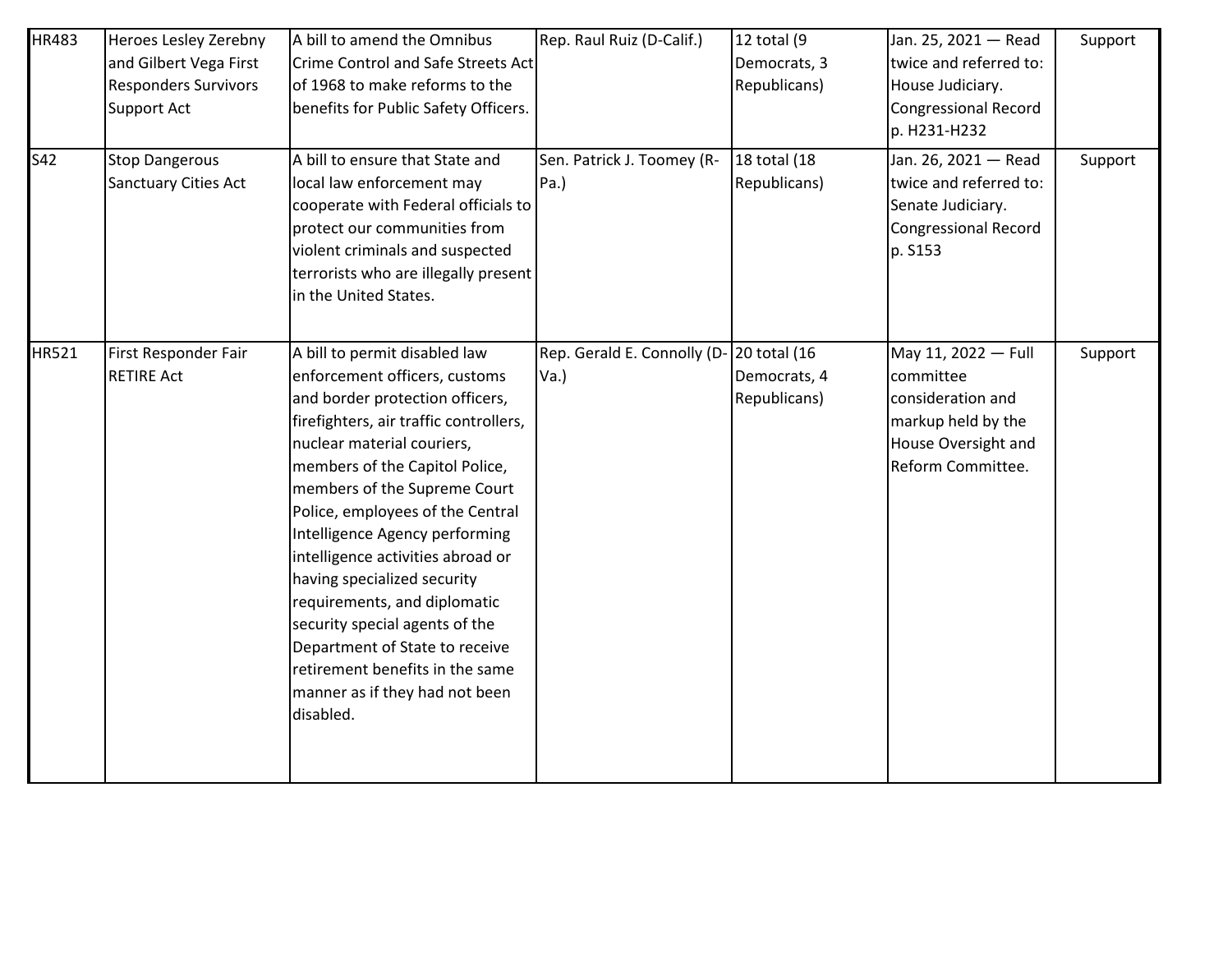| | | | | | | |
|---|---|---|---|---|---|---|
| HR483 | Heroes Lesley Zerebny and Gilbert Vega First Responders Survivors Support Act | A bill to amend the Omnibus Crime Control and Safe Streets Act of 1968 to make reforms to the benefits for Public Safety Officers. | Rep. Raul Ruiz (D-Calif.) | 12 total (9 Democrats, 3 Republicans) | Jan. 25, 2021 — Read twice and referred to: House Judiciary. Congressional Record p. H231-H232 | Support |
| S42 | Stop Dangerous Sanctuary Cities Act | A bill to ensure that State and local law enforcement may cooperate with Federal officials to protect our communities from violent criminals and suspected terrorists who are illegally present in the United States. | Sen. Patrick J. Toomey (R-Pa.) | 18 total (18 Republicans) | Jan. 26, 2021 — Read twice and referred to: Senate Judiciary. Congressional Record p. S153 | Support |
| HR521 | First Responder Fair RETIRE Act | A bill to permit disabled law enforcement officers, customs and border protection officers, firefighters, air traffic controllers, nuclear material couriers, members of the Capitol Police, members of the Supreme Court Police, employees of the Central Intelligence Agency performing intelligence activities abroad or having specialized security requirements, and diplomatic security special agents of the Department of State to receive retirement benefits in the same manner as if they had not been disabled. | Rep. Gerald E. Connolly (D-Va.) | 20 total (16 Democrats, 4 Republicans) | May 11, 2022 — Full committee consideration and markup held by the House Oversight and Reform Committee. | Support |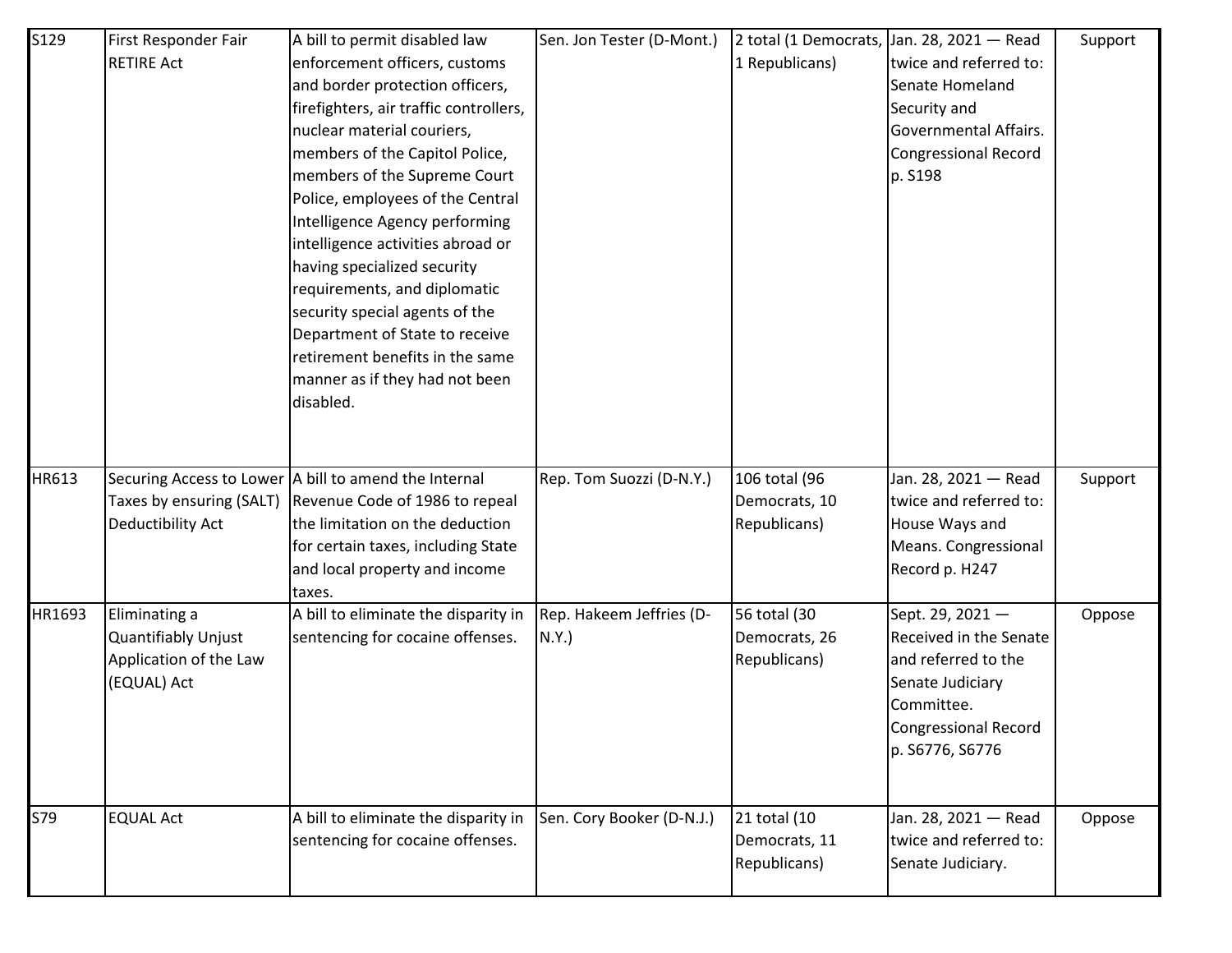| | | | | | | |
|---|---|---|---|---|---|---|
| S129 | First Responder Fair RETIRE Act | A bill to permit disabled law enforcement officers, customs and border protection officers, firefighters, air traffic controllers, nuclear material couriers, members of the Capitol Police, members of the Supreme Court Police, employees of the Central Intelligence Agency performing intelligence activities abroad or having specialized security requirements, and diplomatic security special agents of the Department of State to receive retirement benefits in the same manner as if they had not been disabled. | Sen. Jon Tester (D-Mont.) | 2 total (1 Democrats, 1 Republicans) | Jan. 28, 2021 — Read twice and referred to: Senate Homeland Security and Governmental Affairs. Congressional Record p. S198 | Support |
| HR613 | Securing Access to Lower Taxes by ensuring (SALT) Deductibility Act | A bill to amend the Internal Revenue Code of 1986 to repeal the limitation on the deduction for certain taxes, including State and local property and income taxes. | Rep. Tom Suozzi (D-N.Y.) | 106 total (96 Democrats, 10 Republicans) | Jan. 28, 2021 — Read twice and referred to: House Ways and Means. Congressional Record p. H247 | Support |
| HR1693 | Eliminating a Quantifiably Unjust Application of the Law (EQUAL) Act | A bill to eliminate the disparity in sentencing for cocaine offenses. | Rep. Hakeem Jeffries (D-N.Y.) | 56 total (30 Democrats, 26 Republicans) | Sept. 29, 2021 — Received in the Senate and referred to the Senate Judiciary Committee. Congressional Record p. S6776, S6776 | Oppose |
| S79 | EQUAL Act | A bill to eliminate the disparity in sentencing for cocaine offenses. | Sen. Cory Booker (D-N.J.) | 21 total (10 Democrats, 11 Republicans) | Jan. 28, 2021 — Read twice and referred to: Senate Judiciary. | Oppose |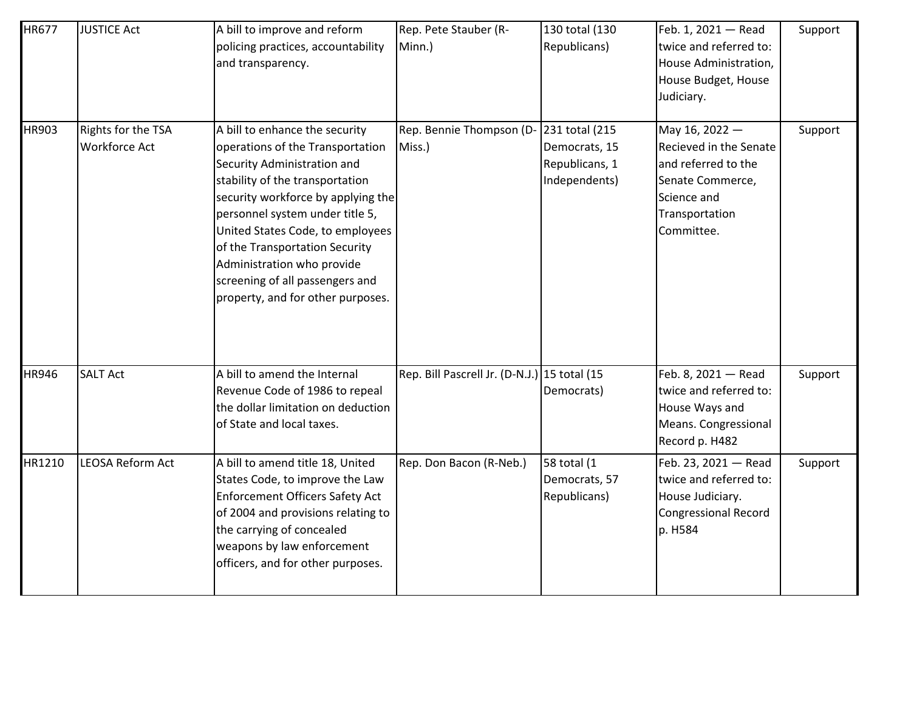| | | | | | | |
|---|---|---|---|---|---|---|
| HR677 | JUSTICE Act | A bill to improve and reform policing practices, accountability and transparency. | Rep. Pete Stauber (R-Minn.) | 130 total (130 Republicans) | Feb. 1, 2021 — Read twice and referred to: House Administration, House Budget, House Judiciary. | Support |
| HR903 | Rights for the TSA Workforce Act | A bill to enhance the security operations of the Transportation Security Administration and stability of the transportation security workforce by applying the personnel system under title 5, United States Code, to employees of the Transportation Security Administration who provide screening of all passengers and property, and for other purposes. | Rep. Bennie Thompson (D-Miss.) | 231 total (215 Democrats, 15 Republicans, 1 Independents) | May 16, 2022 — Recieved in the Senate and referred to the Senate Commerce, Science and Transportation Committee. | Support |
| HR946 | SALT Act | A bill to amend the Internal Revenue Code of 1986 to repeal the dollar limitation on deduction of State and local taxes. | Rep. Bill Pascrell Jr. (D-N.J.) | 15 total (15 Democrats) | Feb. 8, 2021 — Read twice and referred to: House Ways and Means. Congressional Record p. H482 | Support |
| HR1210 | LEOSA Reform Act | A bill to amend title 18, United States Code, to improve the Law Enforcement Officers Safety Act of 2004 and provisions relating to the carrying of concealed weapons by law enforcement officers, and for other purposes. | Rep. Don Bacon (R-Neb.) | 58 total (1 Democrats, 57 Republicans) | Feb. 23, 2021 — Read twice and referred to: House Judiciary. Congressional Record p. H584 | Support |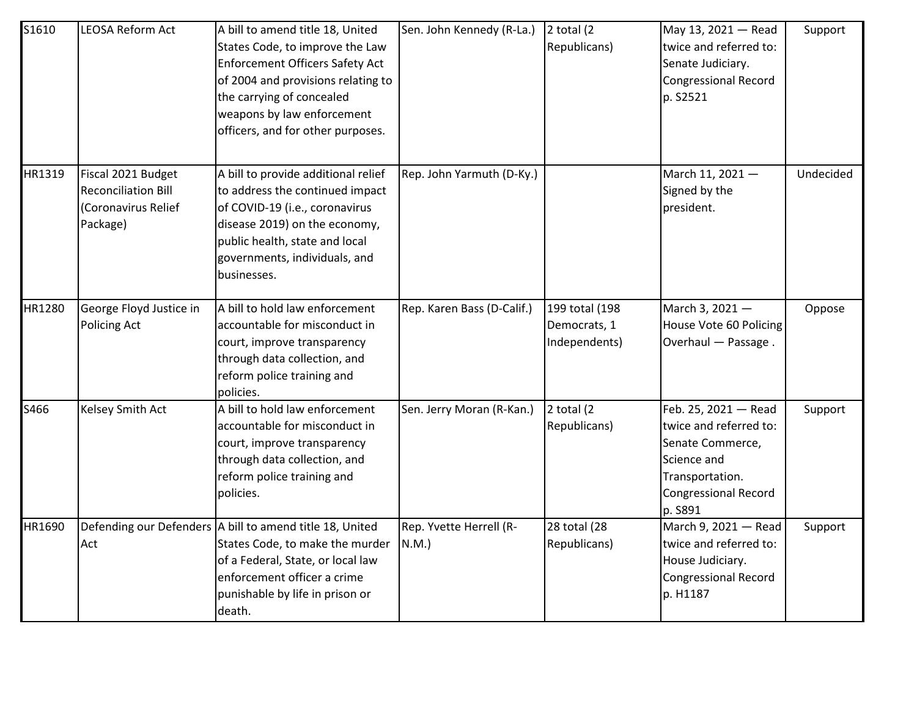| | | | | | | |
|---|---|---|---|---|---|---|
| S1610 | LEOSA Reform Act | A bill to amend title 18, United States Code, to improve the Law Enforcement Officers Safety Act of 2004 and provisions relating to the carrying of concealed weapons by law enforcement officers, and for other purposes. | Sen. John Kennedy (R-La.) | 2 total (2 Republicans) | May 13, 2021 — Read twice and referred to: Senate Judiciary. Congressional Record p. S2521 | Support |
| HR1319 | Fiscal 2021 Budget Reconciliation Bill (Coronavirus Relief Package) | A bill to provide additional relief to address the continued impact of COVID-19 (i.e., coronavirus disease 2019) on the economy, public health, state and local governments, individuals, and businesses. | Rep. John Yarmuth (D-Ky.) | | March 11, 2021 — Signed by the president. | Undecided |
| HR1280 | George Floyd Justice in Policing Act | A bill to hold law enforcement accountable for misconduct in court, improve transparency through data collection, and reform police training and policies. | Rep. Karen Bass (D-Calif.) | 199 total (198 Democrats, 1 Independents) | March 3, 2021 — House Vote 60 Policing Overhaul — Passage . | Oppose |
| S466 | Kelsey Smith Act | A bill to hold law enforcement accountable for misconduct in court, improve transparency through data collection, and reform police training and policies. | Sen. Jerry Moran (R-Kan.) | 2 total (2 Republicans) | Feb. 25, 2021 — Read twice and referred to: Senate Commerce, Science and Transportation. Congressional Record p. S891 | Support |
| HR1690 | Defending our Defenders Act | A bill to amend title 18, United States Code, to make the murder of a Federal, State, or local law enforcement officer a crime punishable by life in prison or death. | Rep. Yvette Herrell (R-N.M.) | 28 total (28 Republicans) | March 9, 2021 — Read twice and referred to: House Judiciary. Congressional Record p. H1187 | Support |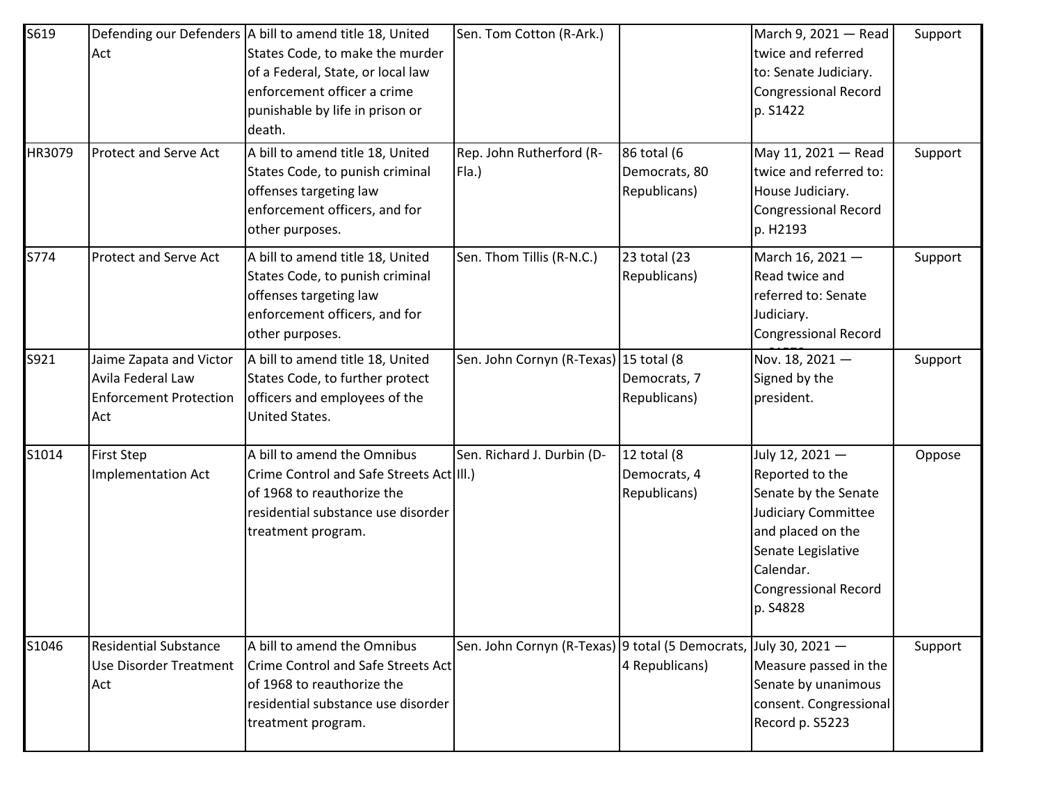| | | | | | | |
|---|---|---|---|---|---|---|
| S619 | Defending our Defenders Act | A bill to amend title 18, United States Code, to make the murder of a Federal, State, or local law enforcement officer a crime punishable by life in prison or death. | Sen. Tom Cotton (R-Ark.) | | March 9, 2021 — Read twice and referred to: Senate Judiciary. Congressional Record p. S1422 | Support |
| HR3079 | Protect and Serve Act | A bill to amend title 18, United States Code, to punish criminal offenses targeting law enforcement officers, and for other purposes. | Rep. John Rutherford (R-Fla.) | 86 total (6 Democrats, 80 Republicans) | May 11, 2021 — Read twice and referred to: House Judiciary. Congressional Record p. H2193 | Support |
| S774 | Protect and Serve Act | A bill to amend title 18, United States Code, to punish criminal offenses targeting law enforcement officers, and for other purposes. | Sen. Thom Tillis (R-N.C.) | 23 total (23 Republicans) | March 16, 2021 — Read twice and referred to: Senate Judiciary. Congressional Record | Support |
| S921 | Jaime Zapata and Victor Avila Federal Law Enforcement Protection Act | A bill to amend title 18, United States Code, to further protect officers and employees of the United States. | Sen. John Cornyn (R-Texas) | 15 total (8 Democrats, 7 Republicans) | Nov. 18, 2021 — Signed by the president. | Support |
| S1014 | First Step Implementation Act | A bill to amend the Omnibus Crime Control and Safe Streets Act of 1968 to reauthorize the residential substance use disorder treatment program. | Sen. Richard J. Durbin (D-Ill.) | 12 total (8 Democrats, 4 Republicans) | July 12, 2021 — Reported to the Senate by the Senate Judiciary Committee and placed on the Senate Legislative Calendar. Congressional Record p. S4828 | Oppose |
| S1046 | Residential Substance Use Disorder Treatment Act | A bill to amend the Omnibus Crime Control and Safe Streets Act of 1968 to reauthorize the residential substance use disorder treatment program. | Sen. John Cornyn (R-Texas) | 9 total (5 Democrats, 4 Republicans) | July 30, 2021 — Measure passed in the Senate by unanimous consent. Congressional Record p. S5223 | Support |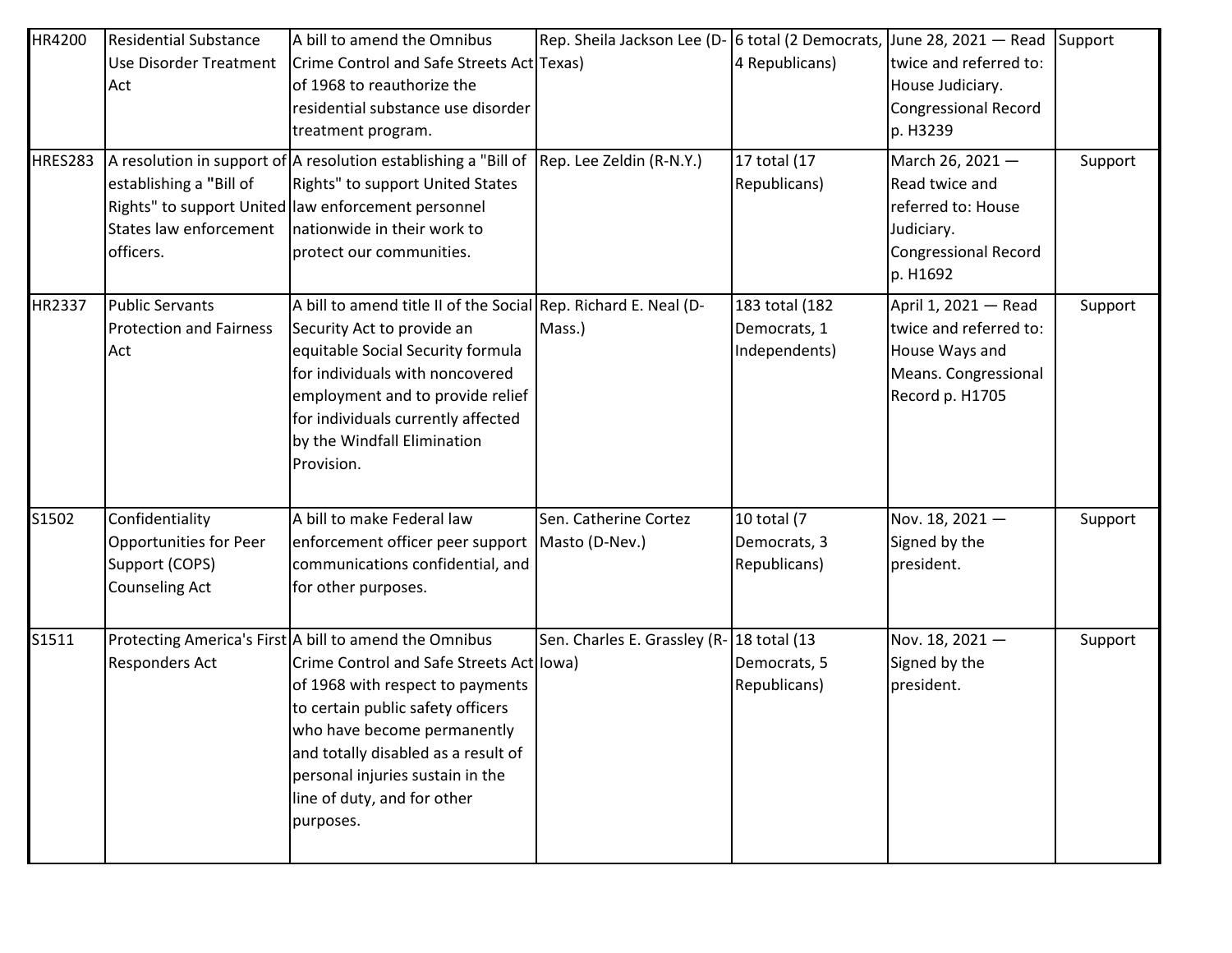| | | | | | | |
|---|---|---|---|---|---|---|
| HR4200 | Residential Substance Use Disorder Treatment Act | A bill to amend the Omnibus Crime Control and Safe Streets Act of 1968 to reauthorize the residential substance use disorder treatment program. | Rep. Sheila Jackson Lee (D-Texas) | 6 total (2 Democrats, 4 Republicans) | June 28, 2021 — Read twice and referred to: House Judiciary. Congressional Record p. H3239 | Support |
| HRES283 | A resolution in support of establishing a "Bill of Rights" to support United States law enforcement officers. | A resolution establishing a "Bill of Rights" to support United States law enforcement personnel nationwide in their work to protect our communities. | Rep. Lee Zeldin (R-N.Y.) | 17 total (17 Republicans) | March 26, 2021 — Read twice and referred to: House Judiciary. Congressional Record p. H1692 | Support |
| HR2337 | Public Servants Protection and Fairness Act | A bill to amend title II of the Social Security Act to provide an equitable Social Security formula for individuals with noncovered employment and to provide relief for individuals currently affected by the Windfall Elimination Provision. | Rep. Richard E. Neal (D-Mass.) | 183 total (182 Democrats, 1 Independents) | April 1, 2021 — Read twice and referred to: House Ways and Means. Congressional Record p. H1705 | Support |
| S1502 | Confidentiality Opportunities for Peer Support (COPS) Counseling Act | A bill to make Federal law enforcement officer peer support communications confidential, and for other purposes. | Sen. Catherine Cortez Masto (D-Nev.) | 10 total (7 Democrats, 3 Republicans) | Nov. 18, 2021 — Signed by the president. | Support |
| S1511 | Protecting America's First Responders Act | A bill to amend the Omnibus Crime Control and Safe Streets Act of 1968 with respect to payments to certain public safety officers who have become permanently and totally disabled as a result of personal injuries sustain in the line of duty, and for other purposes. | Sen. Charles E. Grassley (R-Iowa) | 18 total (13 Democrats, 5 Republicans) | Nov. 18, 2021 — Signed by the president. | Support |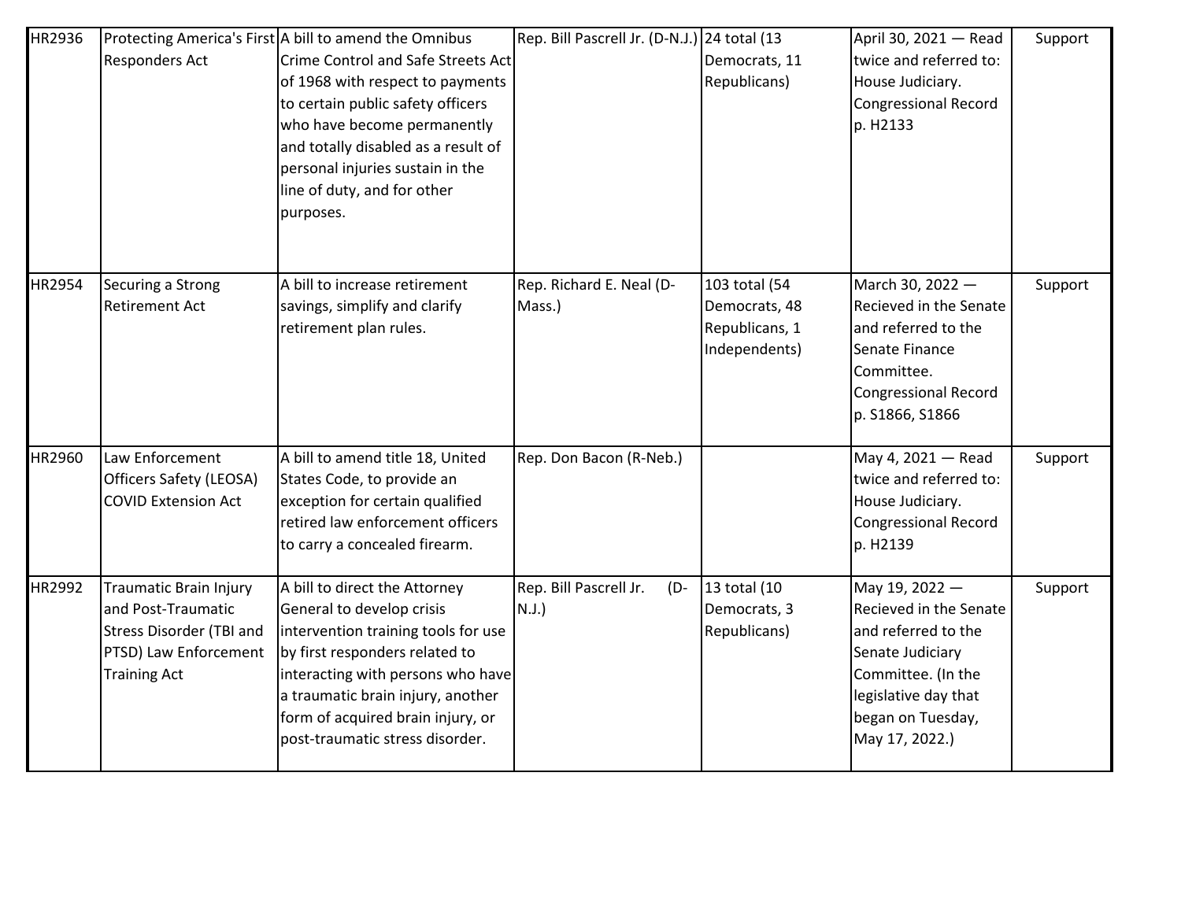| | | | | | | |
|---|---|---|---|---|---|---|
| HR2936 | Protecting America's First Responders Act | A bill to amend the Omnibus Crime Control and Safe Streets Act of 1968 with respect to payments to certain public safety officers who have become permanently and totally disabled as a result of personal injuries sustain in the line of duty, and for other purposes. | Rep. Bill Pascrell Jr. (D-N.J.) | 24 total (13 Democrats, 11 Republicans) | April 30, 2021 — Read twice and referred to: House Judiciary. Congressional Record p. H2133 | Support |
| HR2954 | Securing a Strong Retirement Act | A bill to increase retirement savings, simplify and clarify retirement plan rules. | Rep. Richard E. Neal (D-Mass.) | 103 total (54 Democrats, 48 Republicans, 1 Independents) | March 30, 2022 — Recieved in the Senate and referred to the Senate Finance Committee. Congressional Record p. S1866, S1866 | Support |
| HR2960 | Law Enforcement Officers Safety (LEOSA) COVID Extension Act | A bill to amend title 18, United States Code, to provide an exception for certain qualified retired law enforcement officers to carry a concealed firearm. | Rep. Don Bacon (R-Neb.) | | May 4, 2021 — Read twice and referred to: House Judiciary. Congressional Record p. H2139 | Support |
| HR2992 | Traumatic Brain Injury and Post-Traumatic Stress Disorder (TBI and PTSD) Law Enforcement Training Act | A bill to direct the Attorney General to develop crisis intervention training tools for use by first responders related to interacting with persons who have a traumatic brain injury, another form of acquired brain injury, or post-traumatic stress disorder. | Rep. Bill Pascrell Jr. (D-N.J.) | 13 total (10 Democrats, 3 Republicans) | May 19, 2022 — Recieved in the Senate and referred to the Senate Judiciary Committee. (In the legislative day that began on Tuesday, May 17, 2022.) | Support |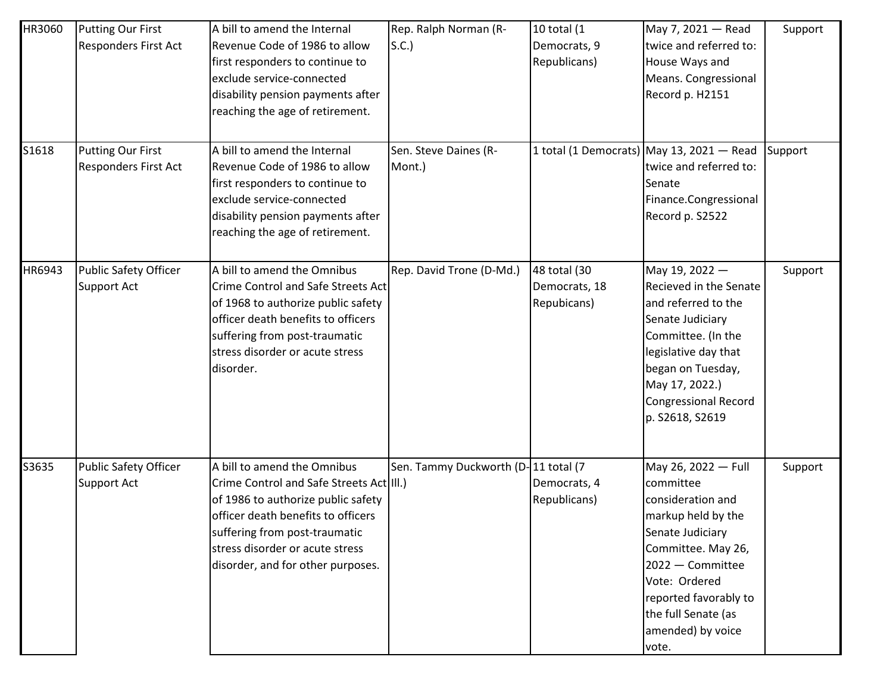| | | | | | | |
|---|---|---|---|---|---|---|
| HR3060 | Putting Our First Responders First Act | A bill to amend the Internal Revenue Code of 1986 to allow first responders to continue to exclude service-connected disability pension payments after reaching the age of retirement. | Rep. Ralph Norman (R-S.C.) | 10 total (1 Democrats, 9 Republicans) | May 7, 2021 — Read twice and referred to: House Ways and Means. Congressional Record p. H2151 | Support |
| S1618 | Putting Our First Responders First Act | A bill to amend the Internal Revenue Code of 1986 to allow first responders to continue to exclude service-connected disability pension payments after reaching the age of retirement. | Sen. Steve Daines (R-Mont.) | 1 total (1 Democrats) | May 13, 2021 — Read twice and referred to: Senate Finance.Congressional Record p. S2522 | Support |
| HR6943 | Public Safety Officer Support Act | A bill to amend the Omnibus Crime Control and Safe Streets Act of 1968 to authorize public safety officer death benefits to officers suffering from post-traumatic stress disorder or acute stress disorder. | Rep. David Trone (D-Md.) | 48 total (30 Democrats, 18 Repubicans) | May 19, 2022 — Recieved in the Senate and referred to the Senate Judiciary Committee. (In the legislative day that began on Tuesday, May 17, 2022.) Congressional Record p. S2618, S2619 | Support |
| S3635 | Public Safety Officer Support Act | A bill to amend the Omnibus Crime Control and Safe Streets Act of 1986 to authorize public safety officer death benefits to officers suffering from post-traumatic stress disorder or acute stress disorder, and for other purposes. | Sen. Tammy Duckworth (D-Ill.) | 11 total (7 Democrats, 4 Republicans) | May 26, 2022 — Full committee consideration and markup held by the Senate Judiciary Committee. May 26, 2022 — Committee Vote: Ordered reported favorably to the full Senate (as amended) by voice vote. | Support |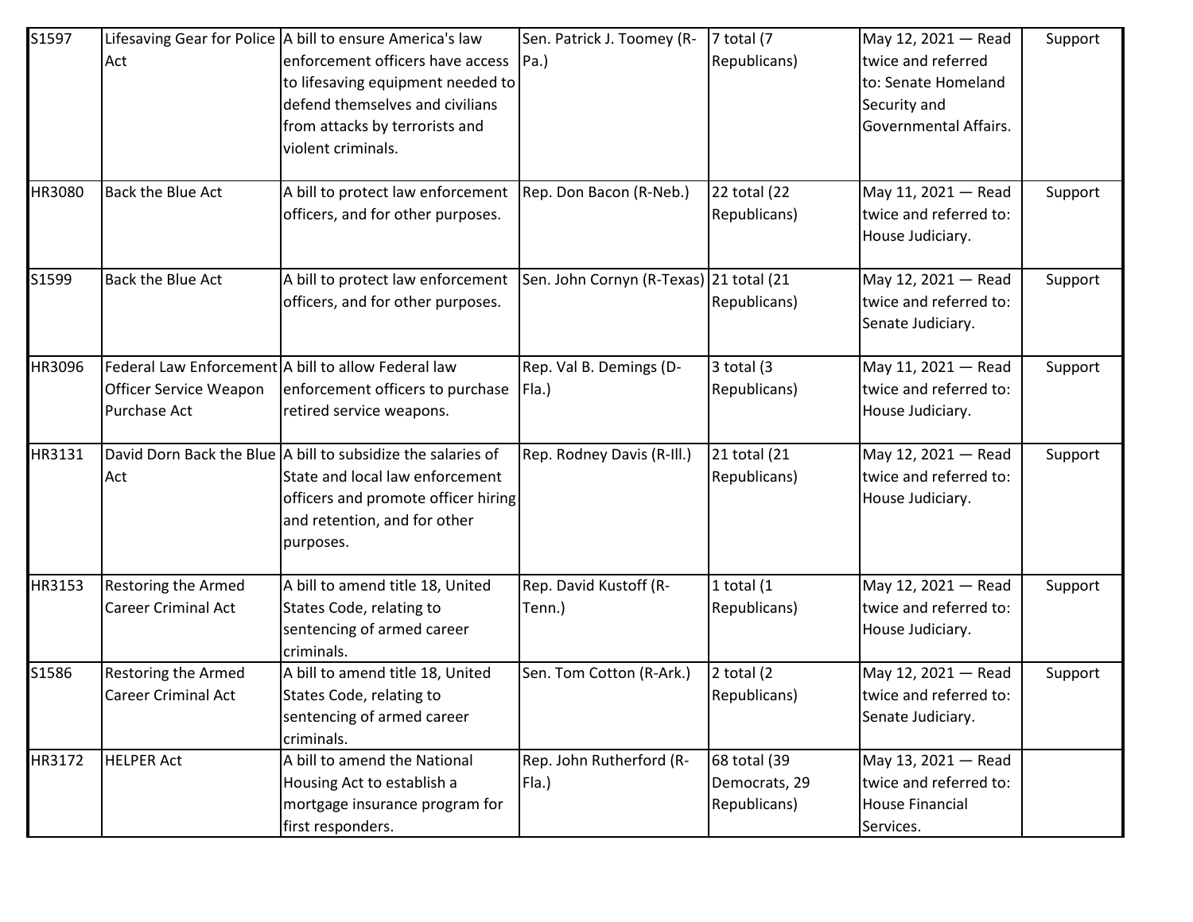| | | | | | | |
|---|---|---|---|---|---|---|
| S1597 | Lifesaving Gear for Police Act | A bill to ensure America's law enforcement officers have access to lifesaving equipment needed to defend themselves and civilians from attacks by terrorists and violent criminals. | Sen. Patrick J. Toomey (R-Pa.) | 7 total (7 Republicans) | May 12, 2021 — Read twice and referred to: Senate Homeland Security and Governmental Affairs. | Support |
| HR3080 | Back the Blue Act | A bill to protect law enforcement officers, and for other purposes. | Rep. Don Bacon (R-Neb.) | 22 total (22 Republicans) | May 11, 2021 — Read twice and referred to: House Judiciary. | Support |
| S1599 | Back the Blue Act | A bill to protect law enforcement officers, and for other purposes. | Sen. John Cornyn (R-Texas) | 21 total (21 Republicans) | May 12, 2021 — Read twice and referred to: Senate Judiciary. | Support |
| HR3096 | Federal Law Enforcement Officer Service Weapon Purchase Act | A bill to allow Federal law enforcement officers to purchase retired service weapons. | Rep. Val B. Demings (D-Fla.) | 3 total (3 Republicans) | May 11, 2021 — Read twice and referred to: House Judiciary. | Support |
| HR3131 | David Dorn Back the Blue Act | A bill to subsidize the salaries of State and local law enforcement officers and promote officer hiring and retention, and for other purposes. | Rep. Rodney Davis (R-Ill.) | 21 total (21 Republicans) | May 12, 2021 — Read twice and referred to: House Judiciary. | Support |
| HR3153 | Restoring the Armed Career Criminal Act | A bill to amend title 18, United States Code, relating to sentencing of armed career criminals. | Rep. David Kustoff (R-Tenn.) | 1 total (1 Republicans) | May 12, 2021 — Read twice and referred to: House Judiciary. | Support |
| S1586 | Restoring the Armed Career Criminal Act | A bill to amend title 18, United States Code, relating to sentencing of armed career criminals. | Sen. Tom Cotton (R-Ark.) | 2 total (2 Republicans) | May 12, 2021 — Read twice and referred to: Senate Judiciary. | Support |
| HR3172 | HELPER Act | A bill to amend the National Housing Act to establish a mortgage insurance program for first responders. | Rep. John Rutherford (R-Fla.) | 68 total (39 Democrats, 29 Republicans) | May 13, 2021 — Read twice and referred to: House Financial Services. | |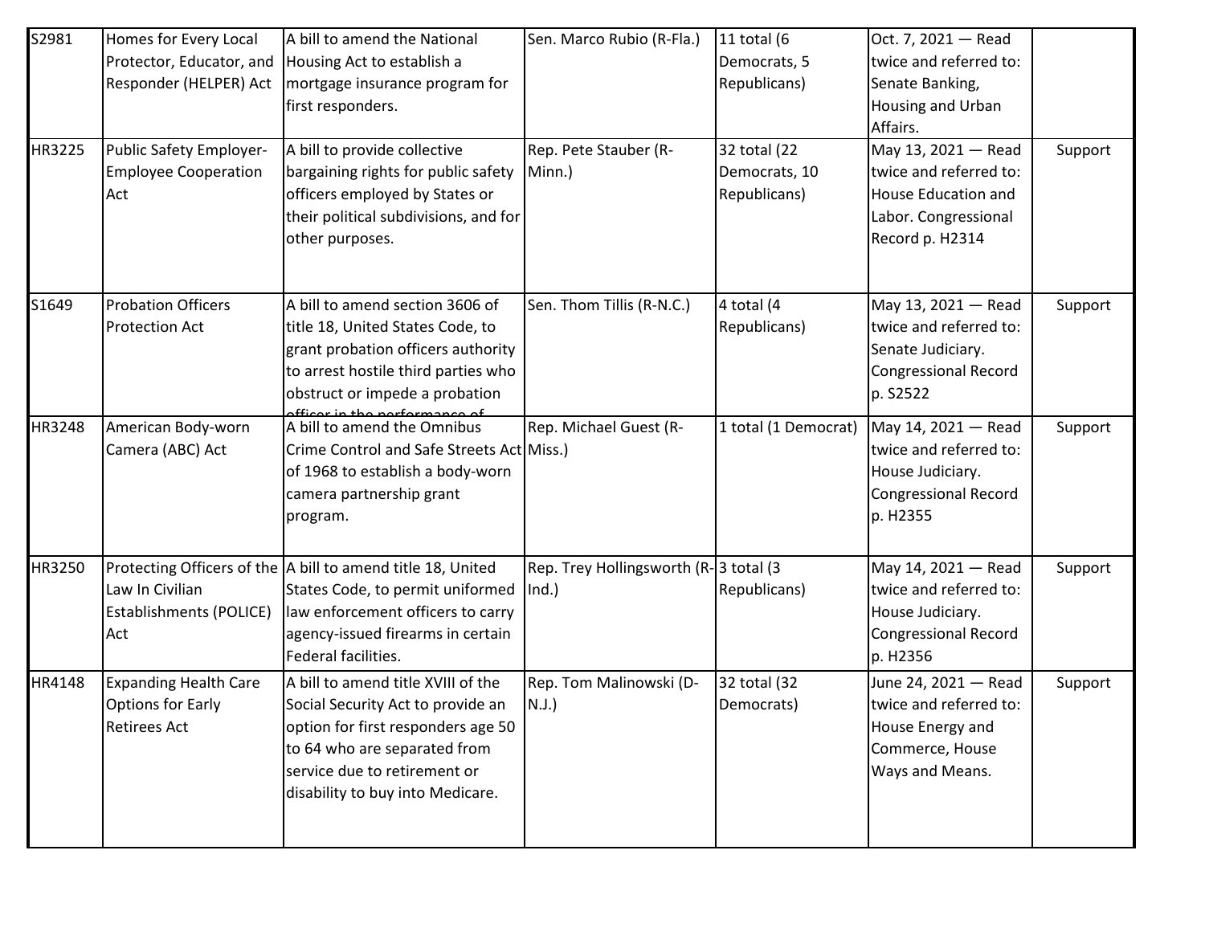| | | | | | | |
|---|---|---|---|---|---|---|
| S2981 | Homes for Every Local Protector, Educator, and Responder (HELPER) Act | A bill to amend the National Housing Act to establish a mortgage insurance program for first responders. | Sen. Marco Rubio (R-Fla.) | 11 total (6 Democrats, 5 Republicans) | Oct. 7, 2021 — Read twice and referred to: Senate Banking, Housing and Urban Affairs. | |
| HR3225 | Public Safety Employer-Employee Cooperation Act | A bill to provide collective bargaining rights for public safety officers employed by States or their political subdivisions, and for other purposes. | Rep. Pete Stauber (R-Minn.) | 32 total (22 Democrats, 10 Republicans) | May 13, 2021 — Read twice and referred to: House Education and Labor. Congressional Record p. H2314 | Support |
| S1649 | Probation Officers Protection Act | A bill to amend section 3606 of title 18, United States Code, to grant probation officers authority to arrest hostile third parties who obstruct or impede a probation officer in the performance of | Sen. Thom Tillis (R-N.C.) | 4 total (4 Republicans) | May 13, 2021 — Read twice and referred to: Senate Judiciary. Congressional Record p. S2522 | Support |
| HR3248 | American Body-worn Camera (ABC) Act | A bill to amend the Omnibus Crime Control and Safe Streets Act of 1968 to establish a body-worn camera partnership grant program. | Rep. Michael Guest (R-Miss.) | 1 total (1 Democrat) | May 14, 2021 — Read twice and referred to: House Judiciary. Congressional Record p. H2355 | Support |
| HR3250 | Protecting Officers of the Law In Civilian Establishments (POLICE) Act | A bill to amend title 18, United States Code, to permit uniformed law enforcement officers to carry agency-issued firearms in certain Federal facilities. | Rep. Trey Hollingsworth (R-Ind.) | 3 total (3 Republicans) | May 14, 2021 — Read twice and referred to: House Judiciary. Congressional Record p. H2356 | Support |
| HR4148 | Expanding Health Care Options for Early Retirees Act | A bill to amend title XVIII of the Social Security Act to provide an option for first responders age 50 to 64 who are separated from service due to retirement or disability to buy into Medicare. | Rep. Tom Malinowski (D-N.J.) | 32 total (32 Democrats) | June 24, 2021 — Read twice and referred to: House Energy and Commerce, House Ways and Means. | Support |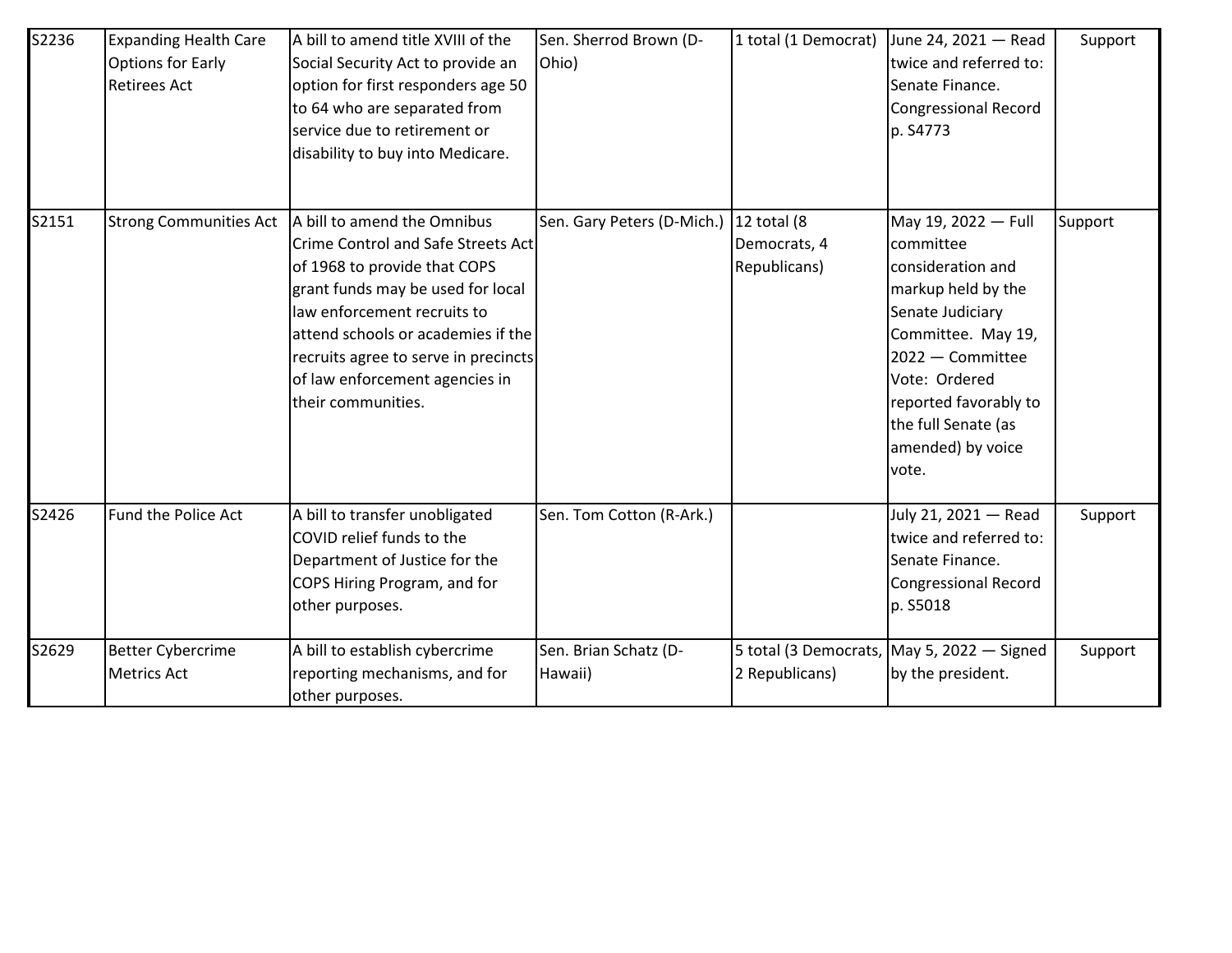| | | | | | | |
|---|---|---|---|---|---|---|
| S2236 | Expanding Health Care Options for Early Retirees Act | A bill to amend title XVIII of the Social Security Act to provide an option for first responders age 50 to 64 who are separated from service due to retirement or disability to buy into Medicare. | Sen. Sherrod Brown (D-Ohio) | 1 total (1 Democrat) | June 24, 2021 — Read twice and referred to: Senate Finance. Congressional Record p. S4773 | Support |
| S2151 | Strong Communities Act | A bill to amend the Omnibus Crime Control and Safe Streets Act of 1968 to provide that COPS grant funds may be used for local law enforcement recruits to attend schools or academies if the recruits agree to serve in precincts of law enforcement agencies in their communities. | Sen. Gary Peters (D-Mich.) | 12 total (8 Democrats, 4 Republicans) | May 19, 2022 — Full committee consideration and markup held by the Senate Judiciary Committee. May 19, 2022 — Committee Vote: Ordered reported favorably to the full Senate (as amended) by voice vote. | Support |
| S2426 | Fund the Police Act | A bill to transfer unobligated COVID relief funds to the Department of Justice for the COPS Hiring Program, and for other purposes. | Sen. Tom Cotton (R-Ark.) | | July 21, 2021 — Read twice and referred to: Senate Finance. Congressional Record p. S5018 | Support |
| S2629 | Better Cybercrime Metrics Act | A bill to establish cybercrime reporting mechanisms, and for other purposes. | Sen. Brian Schatz (D-Hawaii) | 5 total (3 Democrats, 2 Republicans) | May 5, 2022 — Signed by the president. | Support |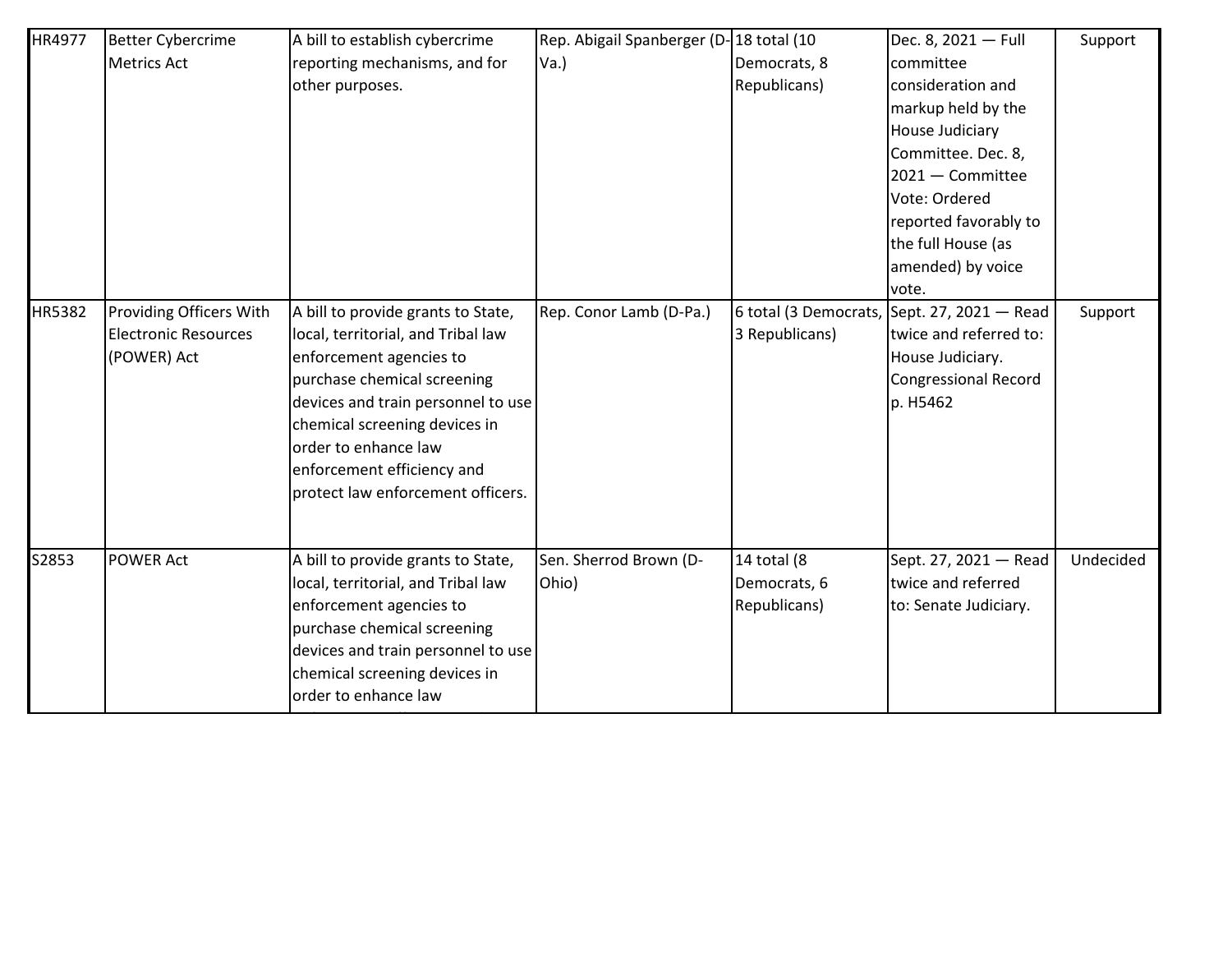| HR4977 | Better Cybercrime Metrics Act | A bill to establish cybercrime reporting mechanisms, and for other purposes. | Rep. Abigail Spanberger (D-Va.) | 18 total (10 Democrats, 8 Republicans) | Dec. 8, 2021 — Full committee consideration and markup held by the House Judiciary Committee. Dec. 8, 2021 — Committee Vote: Ordered reported favorably to the full House (as amended) by voice vote. | Support |
|---|---|---|---|---|---|---|
| HR5382 | Providing Officers With Electronic Resources (POWER) Act | A bill to provide grants to State, local, territorial, and Tribal law enforcement agencies to purchase chemical screening devices and train personnel to use chemical screening devices in order to enhance law enforcement efficiency and protect law enforcement officers. | Rep. Conor Lamb (D-Pa.) | 6 total (3 Democrats, 3 Republicans) | Sept. 27, 2021 — Read twice and referred to: House Judiciary. Congressional Record p. H5462 | Support |
| S2853 | POWER Act | A bill to provide grants to State, local, territorial, and Tribal law enforcement agencies to purchase chemical screening devices and train personnel to use chemical screening devices in order to enhance law | Sen. Sherrod Brown (D-Ohio) | 14 total (8 Democrats, 6 Republicans) | Sept. 27, 2021 — Read twice and referred to: Senate Judiciary. | Undecided |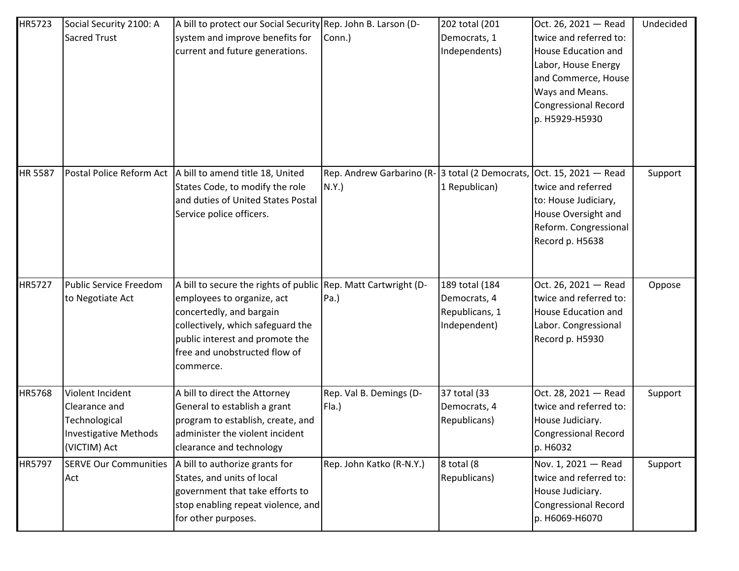| | | | | | | |
|---|---|---|---|---|---|---|
| HR5723 | Social Security 2100: A Sacred Trust | A bill to protect our Social Security system and improve benefits for current and future generations. | Rep. John B. Larson (D-Conn.) | 202 total (201 Democrats, 1 Independents) | Oct. 26, 2021 — Read twice and referred to: House Education and Labor, House Energy and Commerce, House Ways and Means. Congressional Record p. H5929-H5930 | Undecided |
| HR 5587 | Postal Police Reform Act | A bill to amend title 18, United States Code, to modify the role and duties of United States Postal Service police officers. | Rep. Andrew Garbarino (R-N.Y.) | 3 total (2 Democrats, 1 Republican) | Oct. 15, 2021 — Read twice and referred to: House Judiciary, House Oversight and Reform. Congressional Record p. H5638 | Support |
| HR5727 | Public Service Freedom to Negotiate Act | A bill to secure the rights of public employees to organize, act concertedly, and bargain collectively, which safeguard the public interest and promote the free and unobstructed flow of commerce. | Rep. Matt Cartwright (D-Pa.) | 189 total (184 Democrats, 4 Republicans, 1 Independent) | Oct. 26, 2021 — Read twice and referred to: House Education and Labor. Congressional Record p. H5930 | Oppose |
| HR5768 | Violent Incident Clearance and Technological Investigative Methods (VICTIM) Act | A bill to direct the Attorney General to establish a grant program to establish, create, and administer the violent incident clearance and technology | Rep. Val B. Demings (D-Fla.) | 37 total (33 Democrats, 4 Republicans) | Oct. 28, 2021 — Read twice and referred to: House Judiciary. Congressional Record p. H6032 | Support |
| HR5797 | SERVE Our Communities Act | A bill to authorize grants for States, and units of local government that take efforts to stop enabling repeat violence, and for other purposes. | Rep. John Katko (R-N.Y.) | 8 total (8 Republicans) | Nov. 1, 2021 — Read twice and referred to: House Judiciary. Congressional Record p. H6069-H6070 | Support |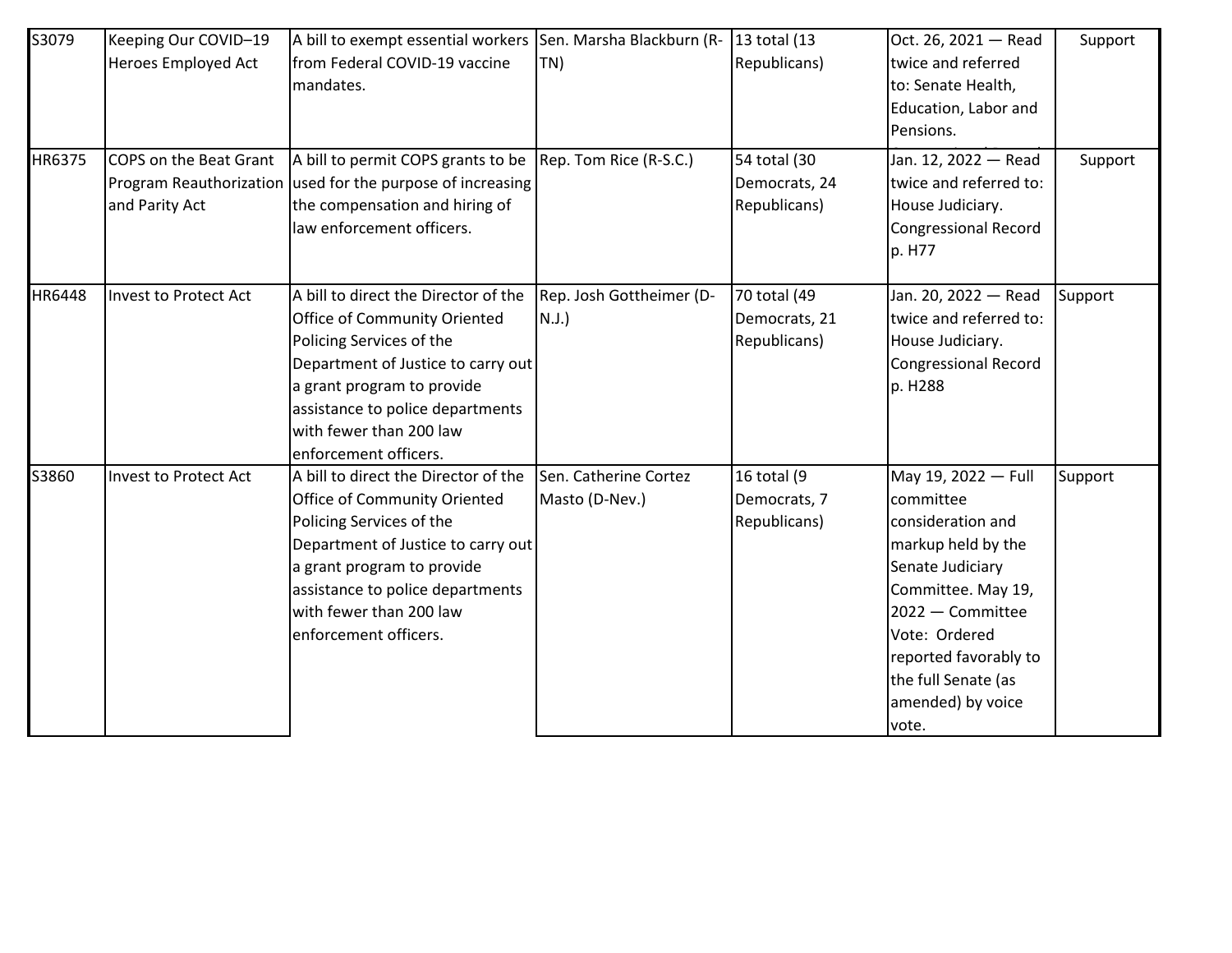| | | | | | | |
|---|---|---|---|---|---|---|
| S3079 | Keeping Our COVID–19 Heroes Employed Act | A bill to exempt essential workers from Federal COVID-19 vaccine mandates. | Sen. Marsha Blackburn (R-TN) | 13 total (13 Republicans) | Oct. 26, 2021 — Read twice and referred to: Senate Health, Education, Labor and Pensions. | Support |
| HR6375 | COPS on the Beat Grant Program Reauthorization and Parity Act | A bill to permit COPS grants to be used for the purpose of increasing the compensation and hiring of law enforcement officers. | Rep. Tom Rice (R-S.C.) | 54 total (30 Democrats, 24 Republicans) | Jan. 12, 2022 — Read twice and referred to: House Judiciary. Congressional Record p. H77 | Support |
| HR6448 | Invest to Protect Act | A bill to direct the Director of the Office of Community Oriented Policing Services of the Department of Justice to carry out a grant program to provide assistance to police departments with fewer than 200 law enforcement officers. | Rep. Josh Gottheimer (D-N.J.) | 70 total (49 Democrats, 21 Republicans) | Jan. 20, 2022 — Read twice and referred to: House Judiciary. Congressional Record p. H288 | Support |
| S3860 | Invest to Protect Act | A bill to direct the Director of the Office of Community Oriented Policing Services of the Department of Justice to carry out a grant program to provide assistance to police departments with fewer than 200 law enforcement officers. | Sen. Catherine Cortez Masto (D-Nev.) | 16 total (9 Democrats, 7 Republicans) | May 19, 2022 — Full committee consideration and markup held by the Senate Judiciary Committee. May 19, 2022 — Committee Vote: Ordered reported favorably to the full Senate (as amended) by voice vote. | Support |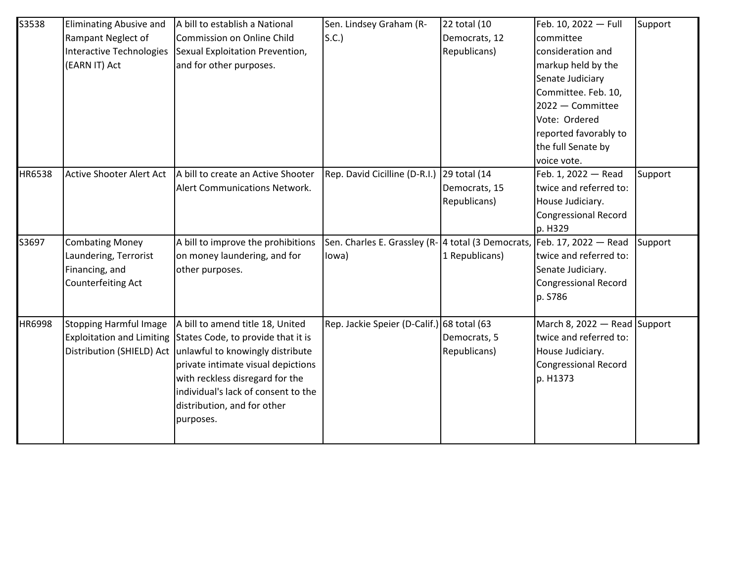| | | | | | | |
|---|---|---|---|---|---|---|
| S3538 | Eliminating Abusive and Rampant Neglect of Interactive Technologies (EARN IT) Act | A bill to establish a National Commission on Online Child Sexual Exploitation Prevention, and for other purposes. | Sen. Lindsey Graham (R-S.C.) | 22 total (10 Democrats, 12 Republicans) | Feb. 10, 2022 — Full committee consideration and markup held by the Senate Judiciary Committee. Feb. 10, 2022 — Committee Vote: Ordered reported favorably to the full Senate by voice vote. | Support |
| HR6538 | Active Shooter Alert Act | A bill to create an Active Shooter Alert Communications Network. | Rep. David Cicilline (D-R.I.) | 29 total (14 Democrats, 15 Republicans) | Feb. 1, 2022 — Read twice and referred to: House Judiciary. Congressional Record p. H329 | Support |
| S3697 | Combating Money Laundering, Terrorist Financing, and Counterfeiting Act | A bill to improve the prohibitions on money laundering, and for other purposes. | Sen. Charles E. Grassley (R-Iowa) | 4 total (3 Democrats, 1 Republicans) | Feb. 17, 2022 — Read twice and referred to: Senate Judiciary. Congressional Record p. S786 | Support |
| HR6998 | Stopping Harmful Image Exploitation and Limiting Distribution (SHIELD) Act | A bill to amend title 18, United States Code, to provide that it is unlawful to knowingly distribute private intimate visual depictions with reckless disregard for the individual's lack of consent to the distribution, and for other purposes. | Rep. Jackie Speier (D-Calif.) | 68 total (63 Democrats, 5 Republicans) | March 8, 2022 — Read twice and referred to: House Judiciary. Congressional Record p. H1373 | Support |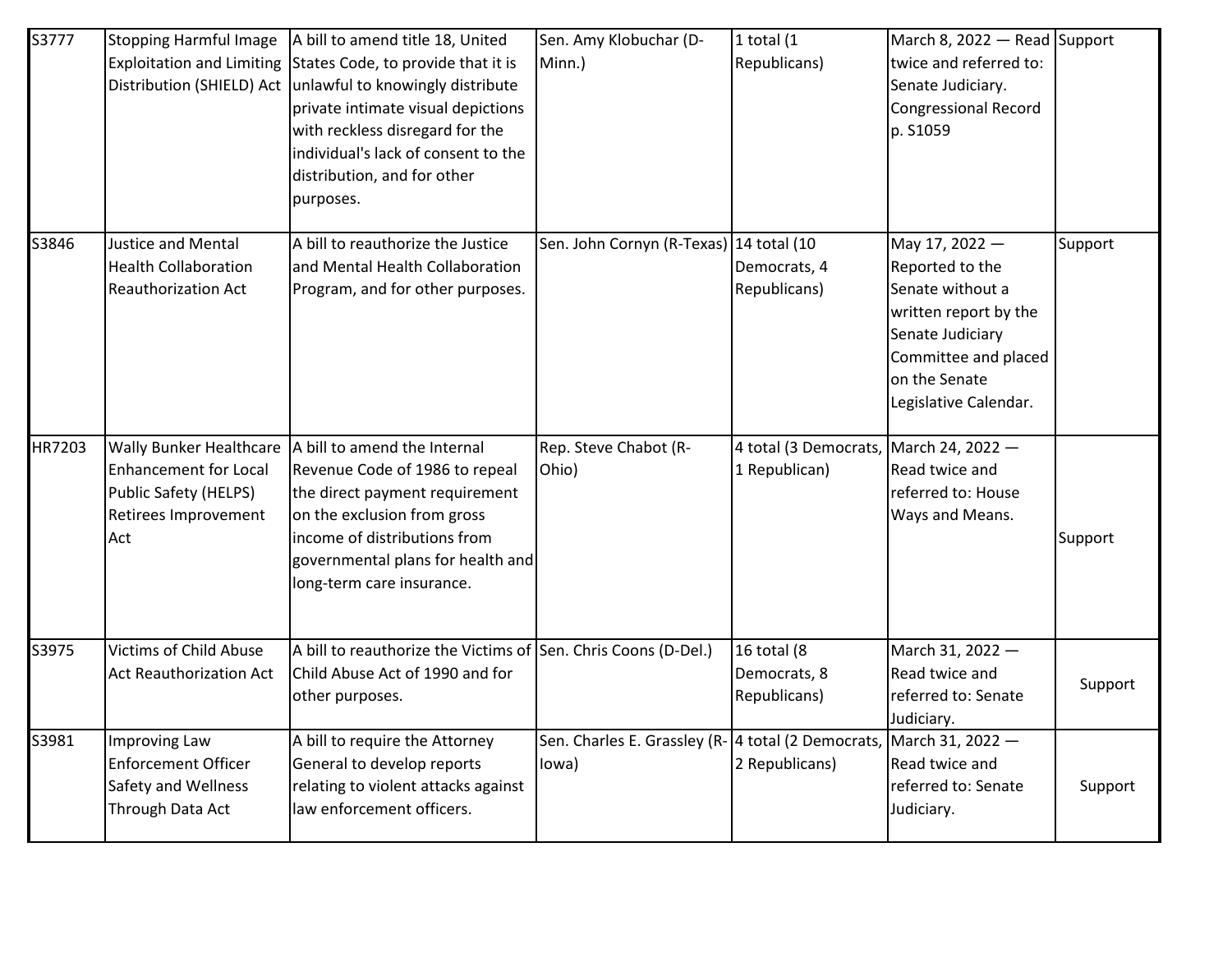| | | | | | | |
|---|---|---|---|---|---|---|
| S3777 | Stopping Harmful Image Exploitation and Limiting Distribution (SHIELD) Act | A bill to amend title 18, United States Code, to provide that it is unlawful to knowingly distribute private intimate visual depictions with reckless disregard for the individual's lack of consent to the distribution, and for other purposes. | Sen. Amy Klobuchar (D-Minn.) | 1 total (1 Republicans) | March 8, 2022 — Read twice and referred to: Senate Judiciary. Congressional Record p. S1059 | Support |
| S3846 | Justice and Mental Health Collaboration Reauthorization Act | A bill to reauthorize the Justice and Mental Health Collaboration Program, and for other purposes. | Sen. John Cornyn (R-Texas) | 14 total (10 Democrats, 4 Republicans) | May 17, 2022 — Reported to the Senate without a written report by the Senate Judiciary Committee and placed on the Senate Legislative Calendar. | Support |
| HR7203 | Wally Bunker Healthcare Enhancement for Local Public Safety (HELPS) Retirees Improvement Act | A bill to amend the Internal Revenue Code of 1986 to repeal the direct payment requirement on the exclusion from gross income of distributions from governmental plans for health and long-term care insurance. | Rep. Steve Chabot (R-Ohio) | 4 total (3 Democrats, 1 Republican) | March 24, 2022 — Read twice and referred to: House Ways and Means. | Support |
| S3975 | Victims of Child Abuse Act Reauthorization Act | A bill to reauthorize the Victims of Child Abuse Act of 1990 and for other purposes. | Sen. Chris Coons (D-Del.) | 16 total (8 Democrats, 8 Republicans) | March 31, 2022 — Read twice and referred to: Senate Judiciary. | Support |
| S3981 | Improving Law Enforcement Officer Safety and Wellness Through Data Act | A bill to require the Attorney General to develop reports relating to violent attacks against law enforcement officers. | Sen. Charles E. Grassley (R-Iowa) | 4 total (2 Democrats, 2 Republicans) | March 31, 2022 — Read twice and referred to: Senate Judiciary. | Support |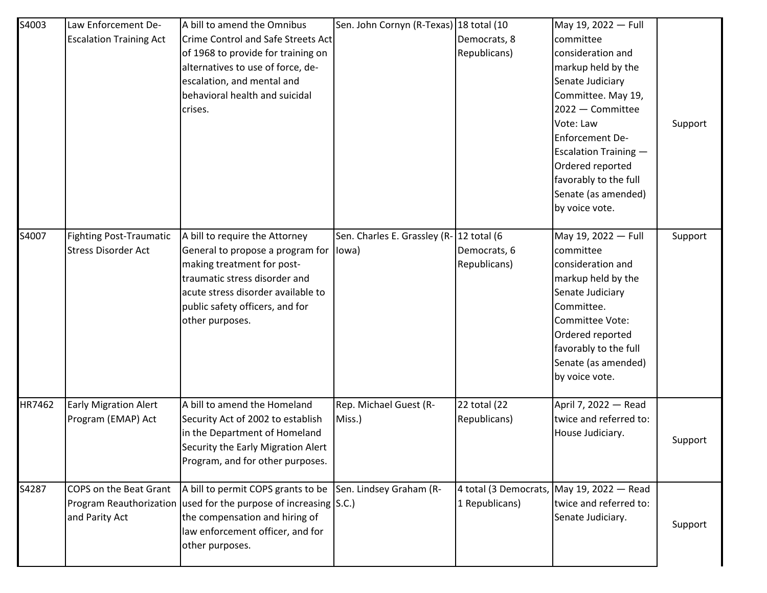| | | | | | | |
|---|---|---|---|---|---|---|
| S4003 | Law Enforcement De-Escalation Training Act | A bill to amend the Omnibus Crime Control and Safe Streets Act of 1968 to provide for training on alternatives to use of force, de-escalation, and mental and behavioral health and suicidal crises. | Sen. John Cornyn (R-Texas) | 18 total (10 Democrats, 8 Republicans) | May 19, 2022 — Full committee consideration and markup held by the Senate Judiciary Committee. May 19, 2022 — Committee Vote: Law Enforcement De-Escalation Training — Ordered reported favorably to the full Senate (as amended) by voice vote. | Support |
| S4007 | Fighting Post-Traumatic Stress Disorder Act | A bill to require the Attorney General to propose a program for making treatment for post-traumatic stress disorder and acute stress disorder available to public safety officers, and for other purposes. | Sen. Charles E. Grassley (R-Iowa) | 12 total (6 Democrats, 6 Republicans) | May 19, 2022 — Full committee consideration and markup held by the Senate Judiciary Committee. Committee Vote: Ordered reported favorably to the full Senate (as amended) by voice vote. | Support |
| HR7462 | Early Migration Alert Program (EMAP) Act | A bill to amend the Homeland Security Act of 2002 to establish in the Department of Homeland Security the Early Migration Alert Program, and for other purposes. | Rep. Michael Guest (R-Miss.) | 22 total (22 Republicans) | April 7, 2022 — Read twice and referred to: House Judiciary. | Support |
| S4287 | COPS on the Beat Grant Program Reauthorization and Parity Act | A bill to permit COPS grants to be used for the purpose of increasing the compensation and hiring of law enforcement officer, and for other purposes. | Sen. Lindsey Graham (R-S.C.) | 4 total (3 Democrats, 1 Republicans) | May 19, 2022 — Read twice and referred to: Senate Judiciary. | Support |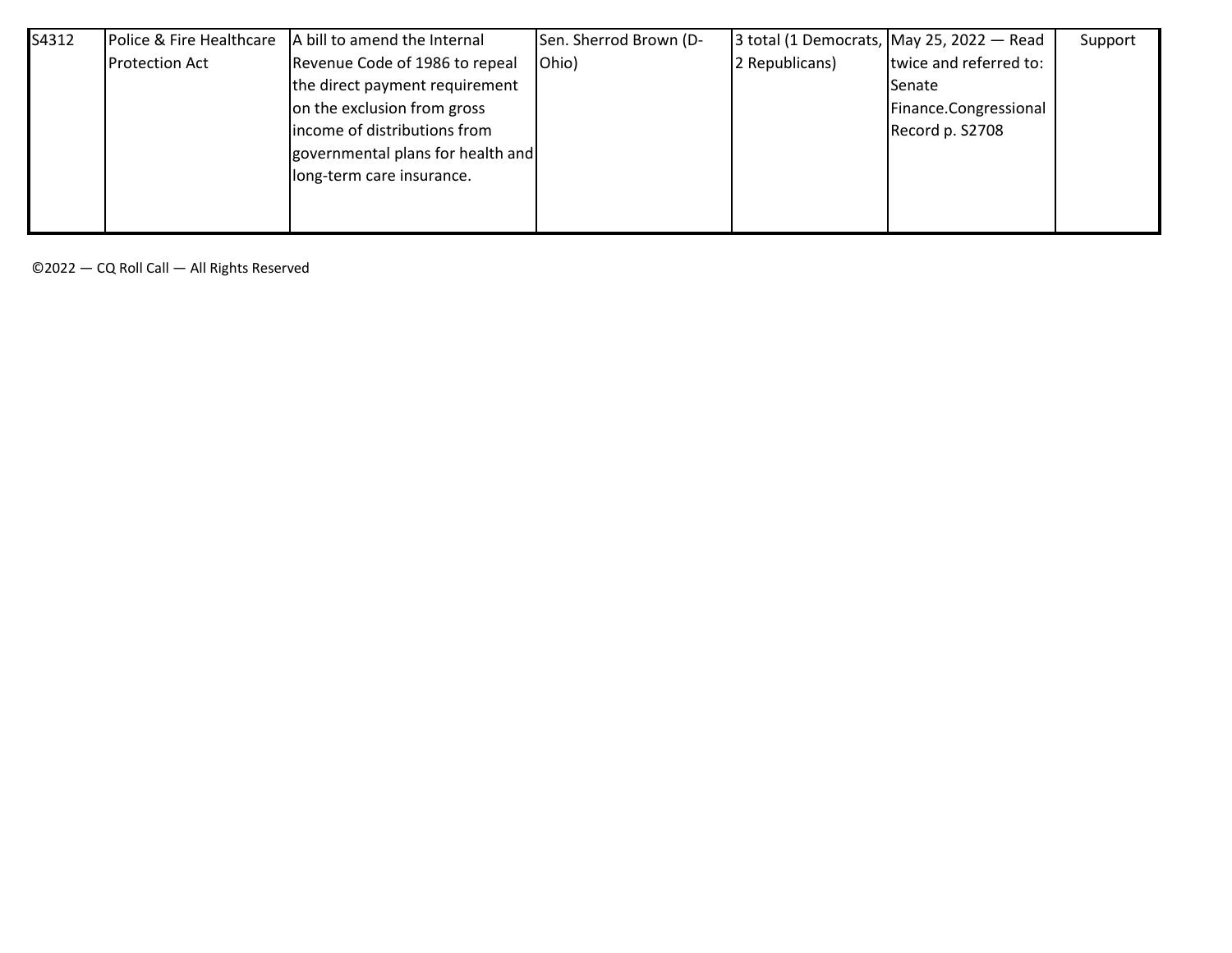| | | | | | | |
|---|---|---|---|---|---|---|
| S4312 | Police & Fire Healthcare Protection Act | A bill to amend the Internal Revenue Code of 1986 to repeal the direct payment requirement on the exclusion from gross income of distributions from governmental plans for health and long-term care insurance. | Sen. Sherrod Brown (D-Ohio) | 3 total (1 Democrats, 2 Republicans) | May 25, 2022 — Read twice and referred to: Senate Finance.Congressional Record p. S2708 | Support |

©2022 — CQ Roll Call — All Rights Reserved